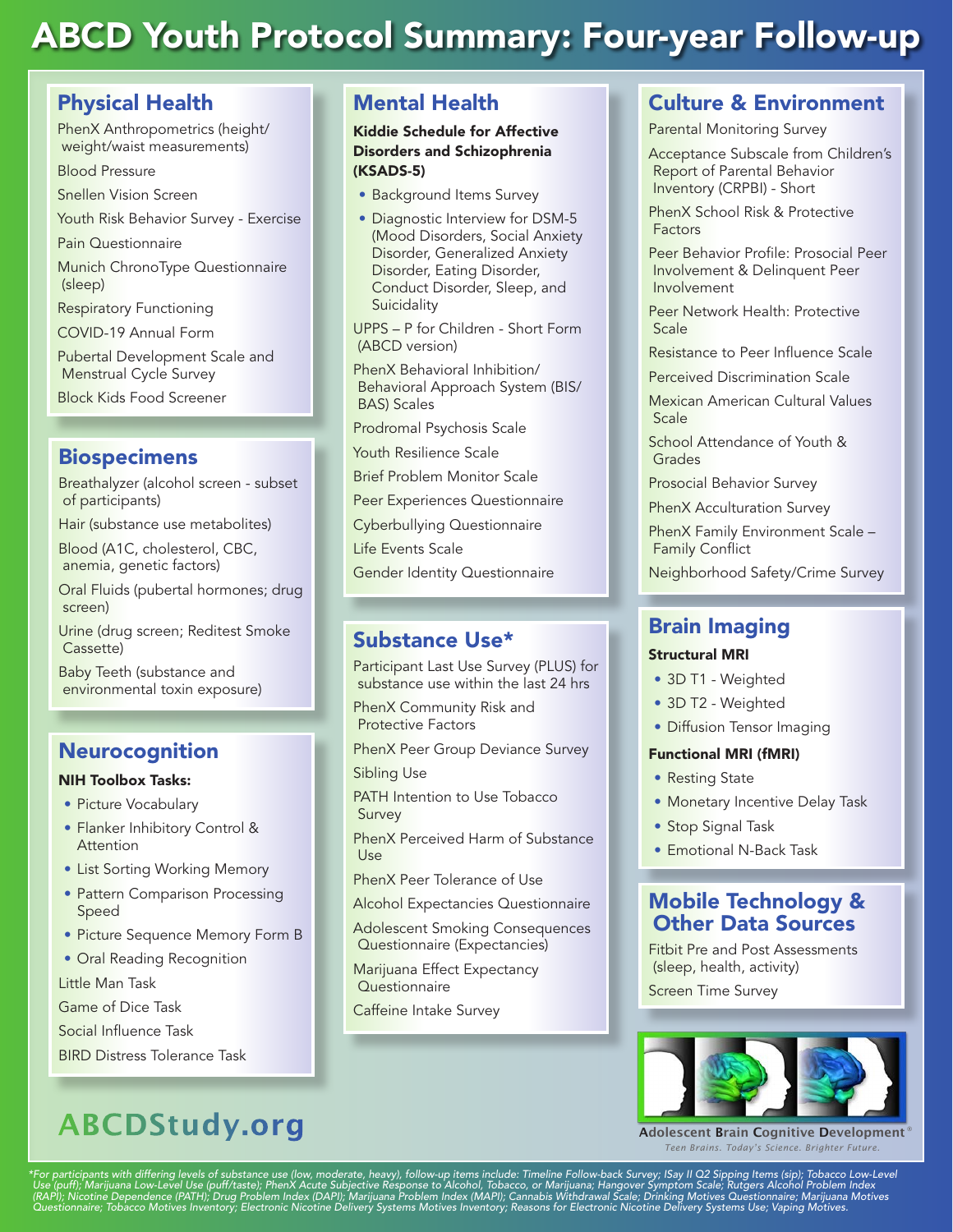# ABCD Youth Protocol Summary: Four-year Follow-up

## Physical Health

- PhenX Anthropometrics (height/weight/waist measurements)
- Blood Pressure
- Snellen Vision Screen
- Youth Risk Behavior Survey - Exercise
- Pain Questionnaire
- Munich ChronoType Questionnaire (sleep)
- Respiratory Functioning
- COVID-19 Annual Form
- Pubertal Development Scale and Menstrual Cycle Survey
- Block Kids Food Screener

## Biospecimens

- Breathalyzer (alcohol screen - subset of participants)
- Hair (substance use metabolites)
- Blood (A1C, cholesterol, CBC, anemia, genetic factors)
- Oral Fluids (pubertal hormones; drug screen)
- Urine (drug screen; Reditest Smoke Cassette)
- Baby Teeth (substance and environmental toxin exposure)

## Neurocognition

**NIH Toolbox Tasks:**

- Picture Vocabulary
- Flanker Inhibitory Control & Attention
- List Sorting Working Memory
- Pattern Comparison Processing Speed
- Picture Sequence Memory Form B
- Oral Reading Recognition

Little Man Task

Game of Dice Task

Social Influence Task

BIRD Distress Tolerance Task

## Mental Health

**Kiddie Schedule for Affective Disorders and Schizophrenia (KSADS-5)**

- Background Items Survey
- Diagnostic Interview for DSM-5 (Mood Disorders, Social Anxiety Disorder, Generalized Anxiety Disorder, Eating Disorder, Conduct Disorder, Sleep, and Suicidality

UPPS – P for Children - Short Form (ABCD version)

PhenX Behavioral Inhibition/Behavioral Approach System (BIS/BAS) Scales

Prodromal Psychosis Scale

Youth Resilience Scale

Brief Problem Monitor Scale

Peer Experiences Questionnaire

Cyberbullying Questionnaire

Life Events Scale

Gender Identity Questionnaire

## Substance Use*

- Participant Last Use Survey (PLUS) for substance use within the last 24 hrs
- PhenX Community Risk and Protective Factors
- PhenX Peer Group Deviance Survey
- Sibling Use
- PATH Intention to Use Tobacco Survey
- PhenX Perceived Harm of Substance Use
- PhenX Peer Tolerance of Use
- Alcohol Expectancies Questionnaire
- Adolescent Smoking Consequences Questionnaire (Expectancies)
- Marijuana Effect Expectancy Questionnaire
- Caffeine Intake Survey

## Culture & Environment

- Parental Monitoring Survey
- Acceptance Subscale from Children's Report of Parental Behavior Inventory (CRPBI) - Short
- PhenX School Risk & Protective Factors
- Peer Behavior Profile: Prosocial Peer Involvement & Delinquent Peer Involvement
- Peer Network Health: Protective Scale
- Resistance to Peer Influence Scale
- Perceived Discrimination Scale
- Mexican American Cultural Values Scale
- School Attendance of Youth & Grades
- Prosocial Behavior Survey
- PhenX Acculturation Survey
- PhenX Family Environment Scale – Family Conflict
- Neighborhood Safety/Crime Survey

## Brain Imaging

**Structural MRI**

- 3D T1 - Weighted
- 3D T2 - Weighted
- Diffusion Tensor Imaging

**Functional MRI (fMRI)**

- Resting State
- Monetary Incentive Delay Task
- Stop Signal Task
- Emotional N-Back Task

## Mobile Technology & Other Data Sources

- Fitbit Pre and Post Assessments (sleep, health, activity)
- Screen Time Survey

Adolescent Brain Cognitive Development®

*Teen Brains. Today's Science. Brighter Future.*

ABCDStudy.org

*For participants with differing levels of substance use (low, moderate, heavy), follow-up items include: Timeline Follow-back Survey; ISay II Q2 Sipping Items (sip); Tobacco Low-Level Use (puff); Marijuana Low-Level Use (puff/taste); PhenX Acute Subjective Response to Alcohol, Tobacco, or Marijuana; Hangover Symptom Scale; Rutgers Alcohol Problem Index (RAPI); Nicotine Dependence (PATH); Drug Problem Index (DAPI); Marijuana Problem Index (MAPI); Cannabis Withdrawal Scale; Drinking Motives Questionnaire; Marijuana Motives Questionnaire; Tobacco Motives Inventory; Electronic Nicotine Delivery Systems Motives Inventory; Reasons for Electronic Nicotine Delivery Systems Use; Vaping Motives.*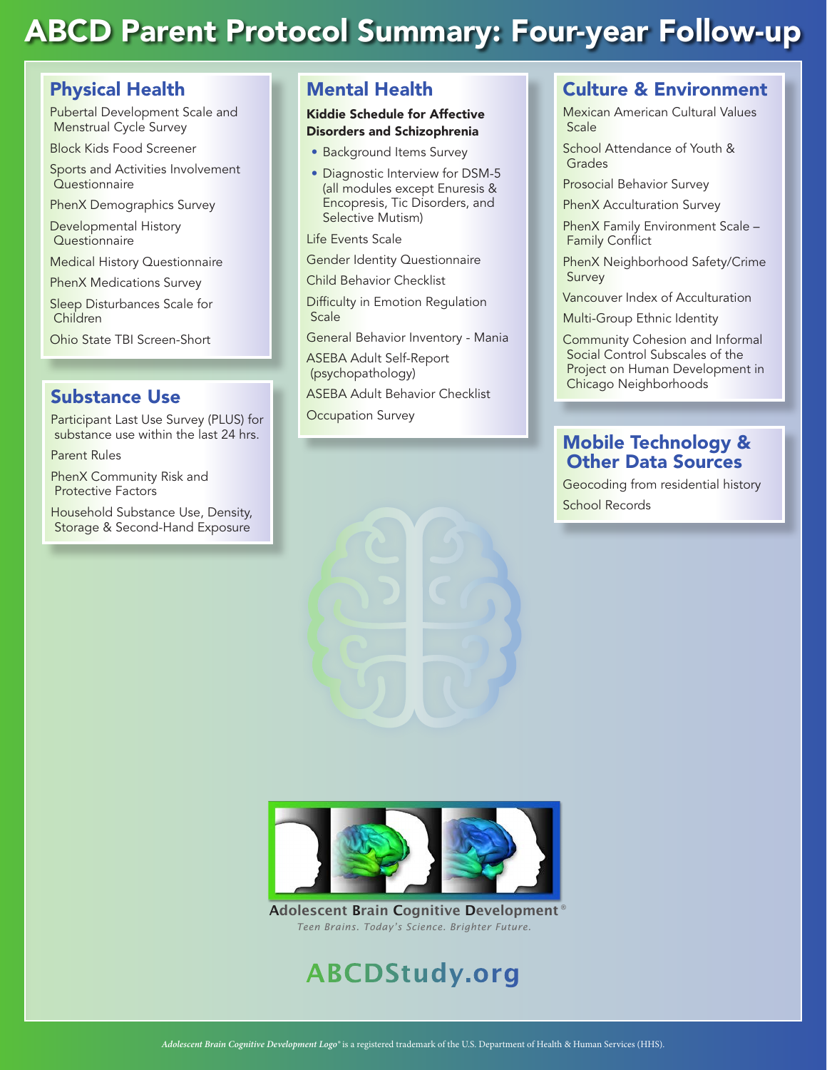# ABCD Parent Protocol Summary: Four-year Follow-up

## Physical Health

- Pubertal Development Scale and Menstrual Cycle Survey
- Block Kids Food Screener
- Sports and Activities Involvement Questionnaire
- PhenX Demographics Survey
- Developmental History Questionnaire
- Medical History Questionnaire
- PhenX Medications Survey
- Sleep Disturbances Scale for Children
- Ohio State TBI Screen-Short

## Substance Use

- Participant Last Use Survey (PLUS) for substance use within the last 24 hrs.
- Parent Rules
- PhenX Community Risk and Protective Factors
- Household Substance Use, Density, Storage & Second-Hand Exposure

## Mental Health

**Kiddie Schedule for Affective Disorders and Schizophrenia**

- Background Items Survey
- Diagnostic Interview for DSM-5 (all modules except Enuresis & Encopresis, Tic Disorders, and Selective Mutism)

- Life Events Scale
- Gender Identity Questionnaire
- Child Behavior Checklist
- Difficulty in Emotion Regulation Scale
- General Behavior Inventory - Mania
- ASEBA Adult Self-Report (psychopathology)
- ASEBA Adult Behavior Checklist
- Occupation Survey

## Culture & Environment

- Mexican American Cultural Values Scale
- School Attendance of Youth & Grades
- Prosocial Behavior Survey
- PhenX Acculturation Survey
- PhenX Family Environment Scale – Family Conflict
- PhenX Neighborhood Safety/Crime Survey
- Vancouver Index of Acculturation
- Multi-Group Ethnic Identity
- Community Cohesion and Informal Social Control Subscales of the Project on Human Development in Chicago Neighborhoods

## Mobile Technology & Other Data Sources

- Geocoding from residential history
- School Records

Adolescent Brain Cognitive Development®

*Teen Brains. Today's Science. Brighter Future.*

ABCDStudy.org

*Adolescent Brain Cognitive Development Logo®* is a registered trademark of the U.S. Department of Health & Human Services (HHS).